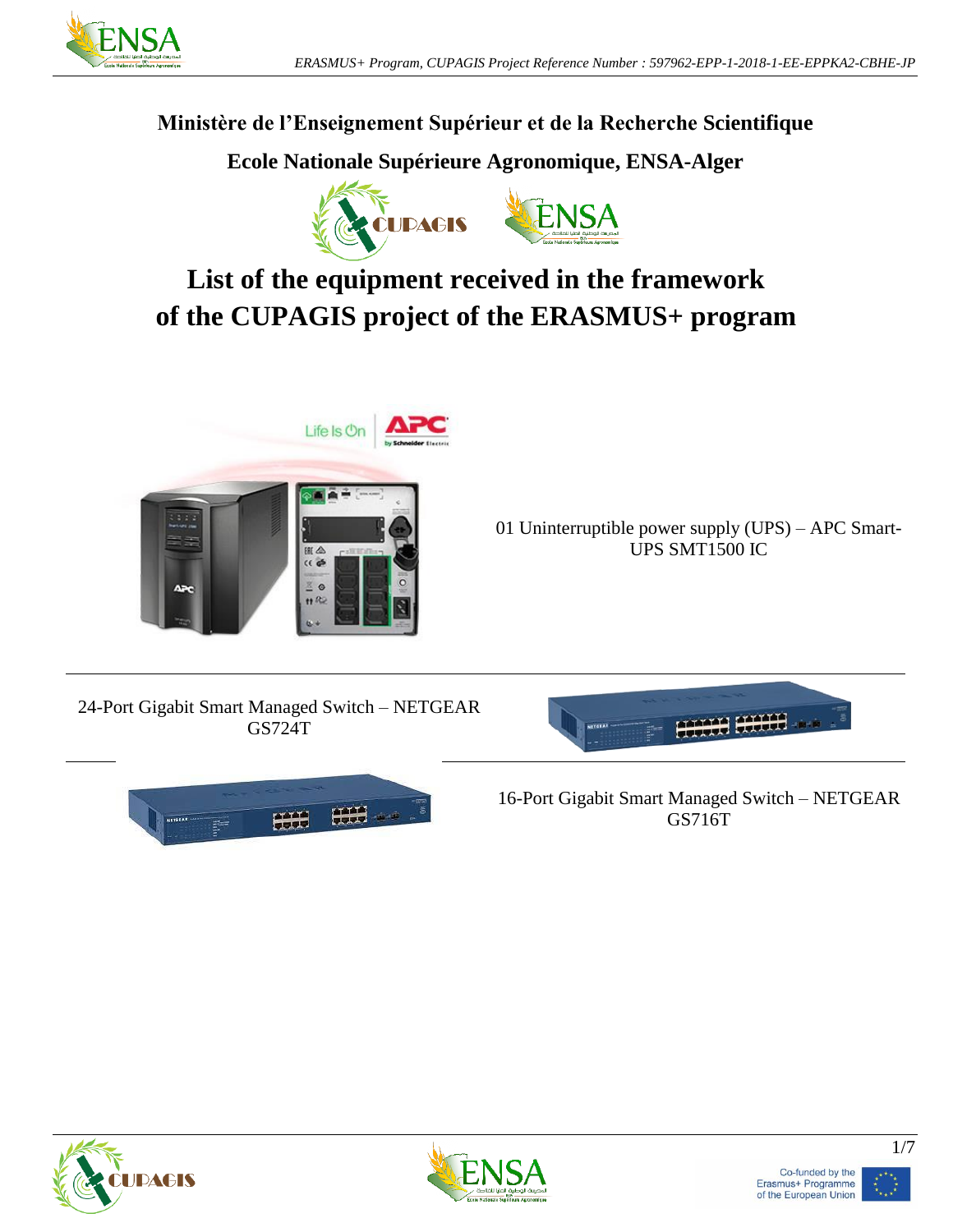**Ministère de l'Enseignement Supérieur et de la Recherche Scientifique**

**Ecole Nationale Supérieure Agronomique, ENSA-Alger**

# List of the equipment received in the framework of the CUPAGIS project of the ERASMUS+ program

01 Uninterruptible power supply (UPS) – APC Smart-UPS SMT1500 IC

---

24-Port Gigabit Smart Managed Switch – NETGEAR GS724T

---

16-Port Gigabit Smart Managed Switch – NETGEAR GS716T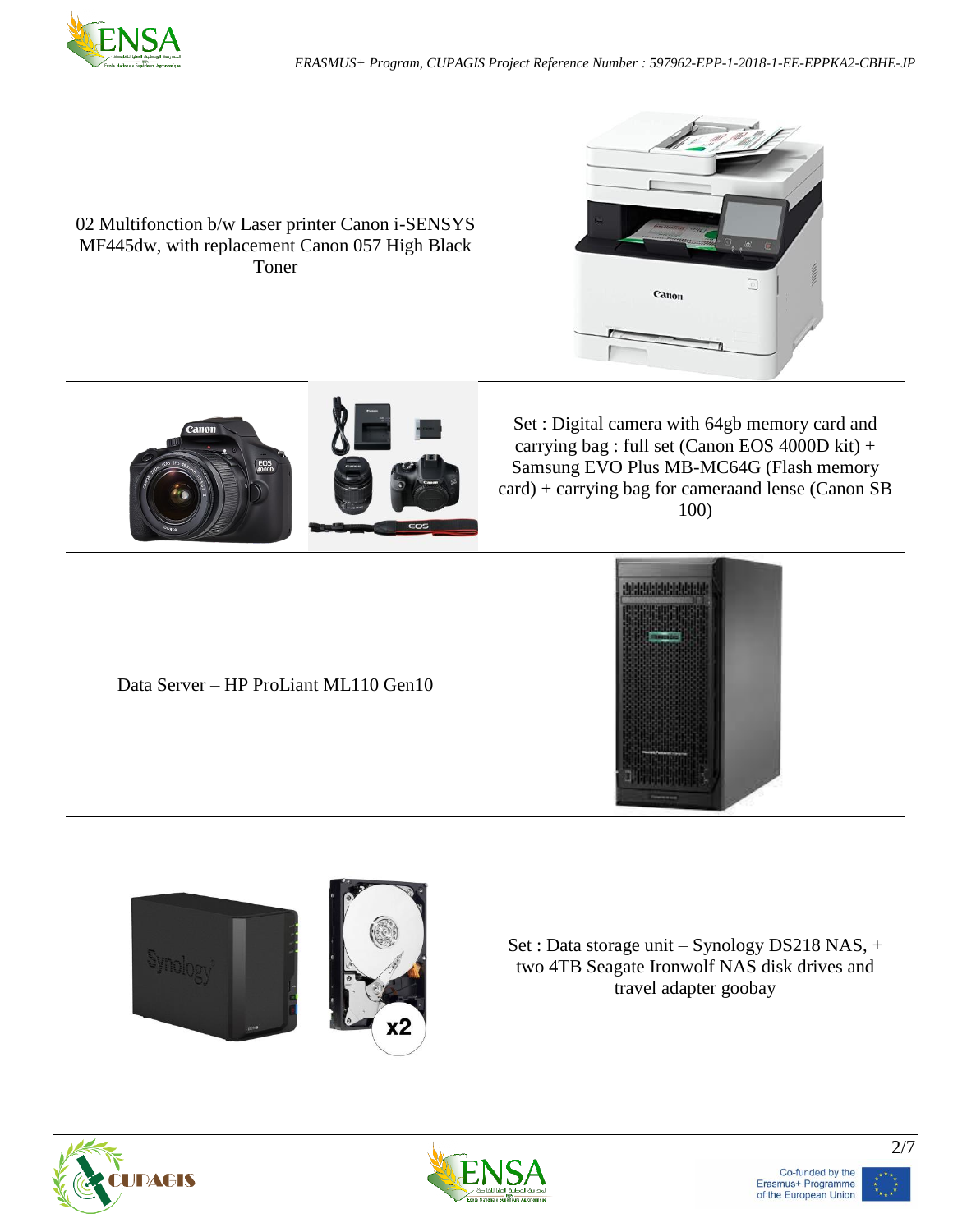02 Multifonction b/w Laser printer Canon i-SENSYS MF445dw, with replacement Canon 057 High Black Toner

Set : Digital camera with 64gb memory card and carrying bag : full set (Canon EOS 4000D kit) + Samsung EVO Plus MB-MC64G (Flash memory card) + carrying bag for cameraand lense (Canon SB 100)

Data Server – HP ProLiant ML110 Gen10

Set : Data storage unit – Synology DS218 NAS, + two 4TB Seagate Ironwolf NAS disk drives and travel adapter goobay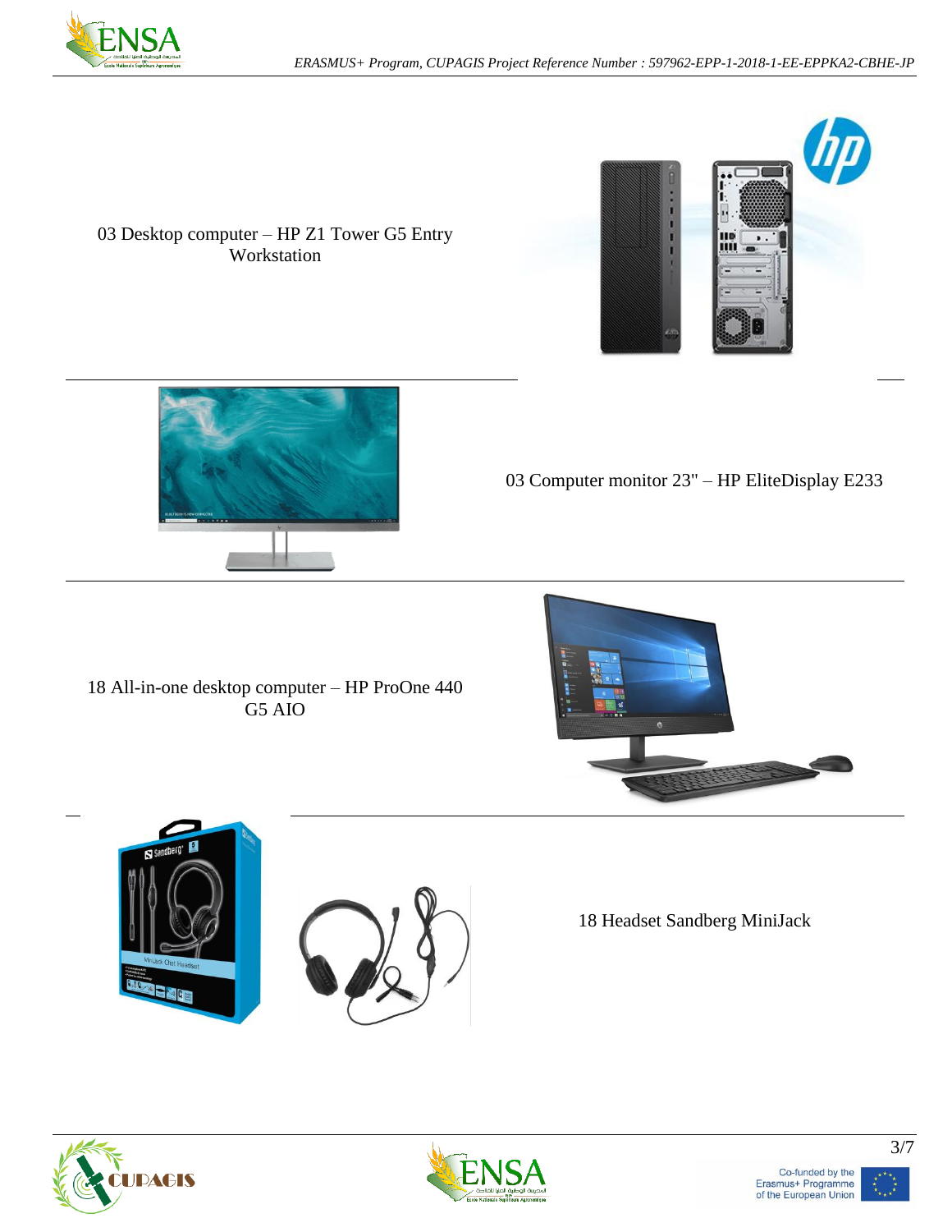03 Desktop computer – HP Z1 Tower G5 Entry Workstation

03 Computer monitor 23" – HP EliteDisplay E233

18 All-in-one desktop computer – HP ProOne 440 G5 AIO

18 Headset Sandberg MiniJack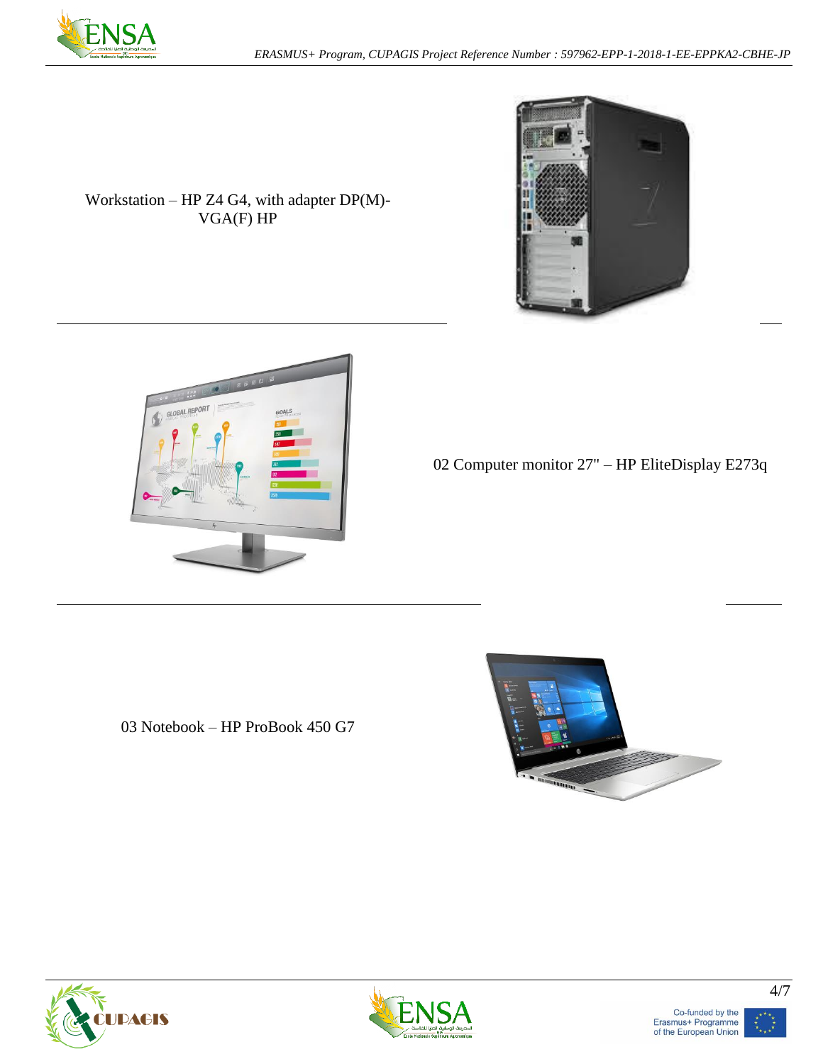Workstation – HP Z4 G4, with adapter DP(M)-VGA(F) HP

---

02 Computer monitor 27" – HP EliteDisplay E273q

---

03 Notebook – HP ProBook 450 G7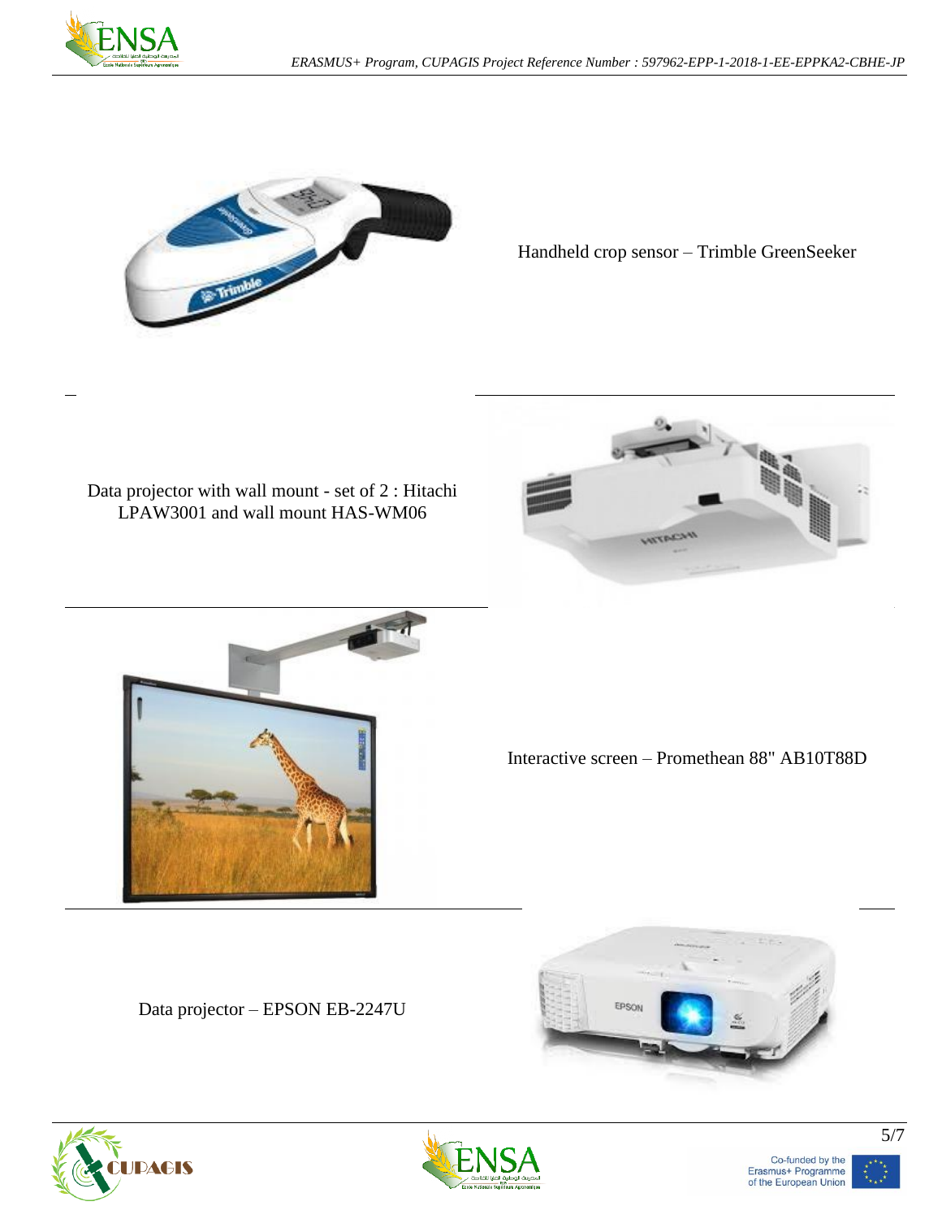Handheld crop sensor – Trimble GreenSeeker

Data projector with wall mount - set of 2 : Hitachi LPAW3001 and wall mount HAS-WM06

Interactive screen – Promethean 88" AB10T88D

Data projector – EPSON EB-2247U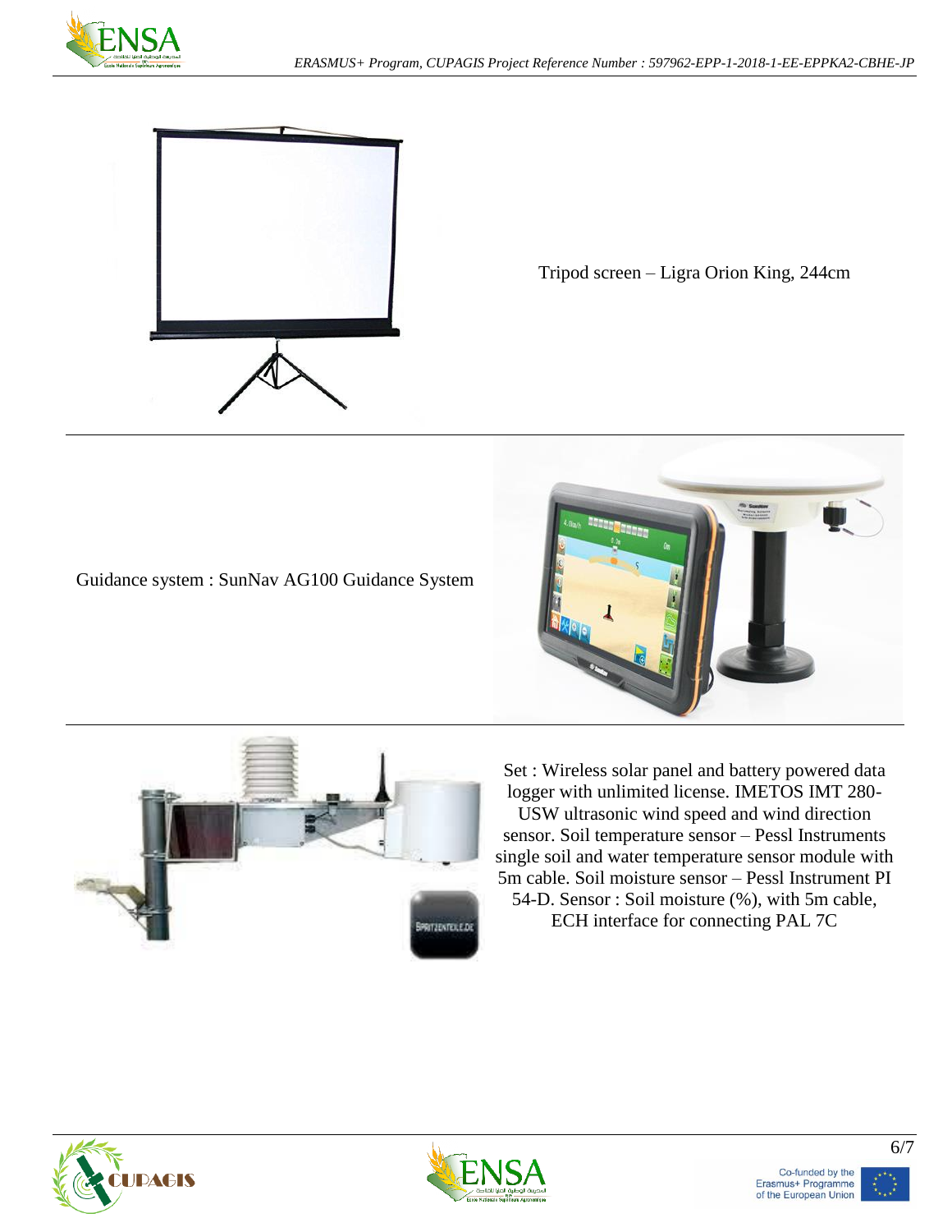Tripod screen – Ligra Orion King, 244cm

---

Guidance system : SunNav AG100 Guidance System

---

Set : Wireless solar panel and battery powered data logger with unlimited license. IMETOS IMT 280-USW ultrasonic wind speed and wind direction sensor. Soil temperature sensor – Pessl Instruments single soil and water temperature sensor module with 5m cable. Soil moisture sensor – Pessl Instrument PI 54-D. Sensor : Soil moisture (%), with 5m cable, ECH interface for connecting PAL 7C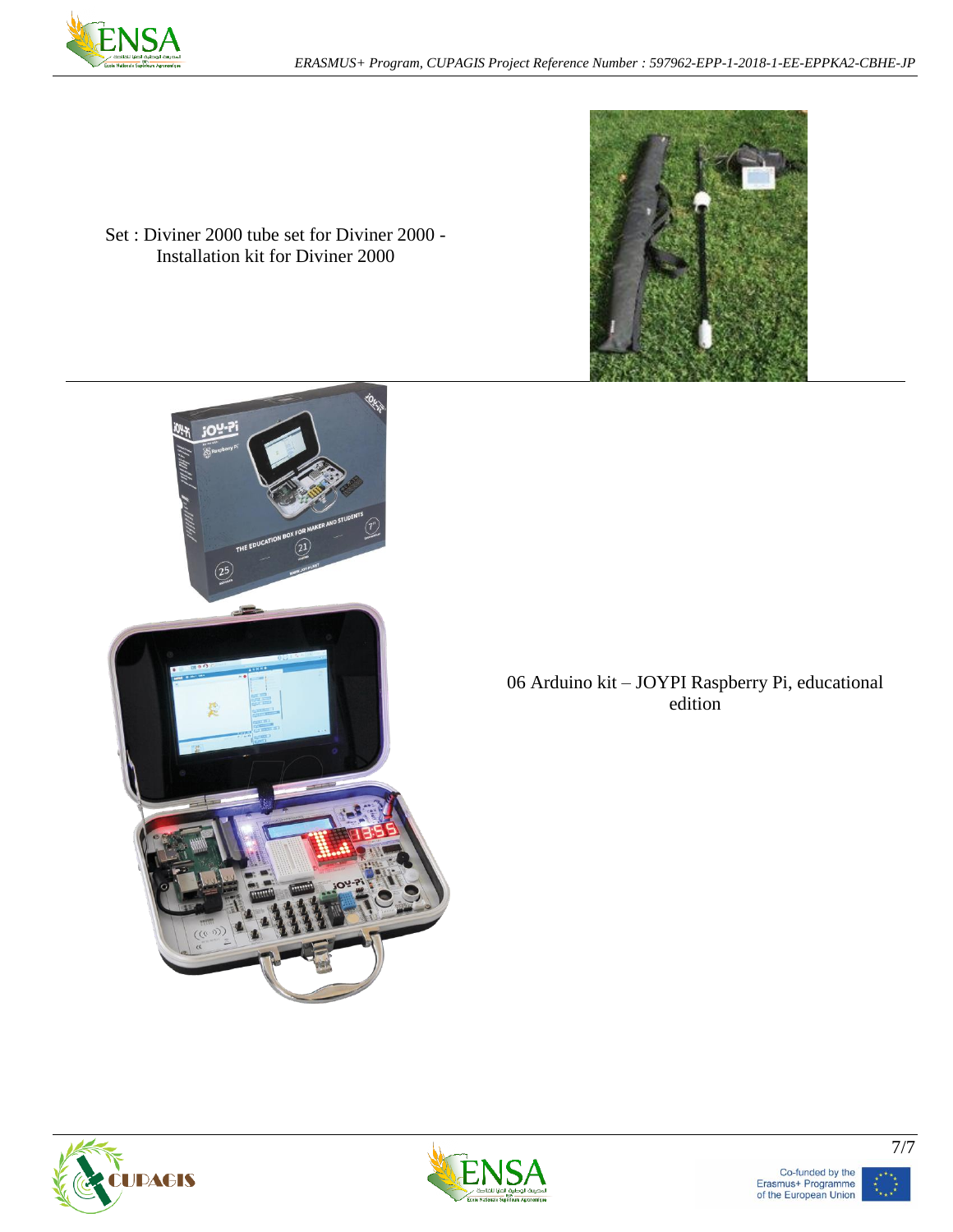Set : Diviner 2000 tube set for Diviner 2000 - Installation kit for Diviner 2000

06 Arduino kit – JOYPI Raspberry Pi, educational edition